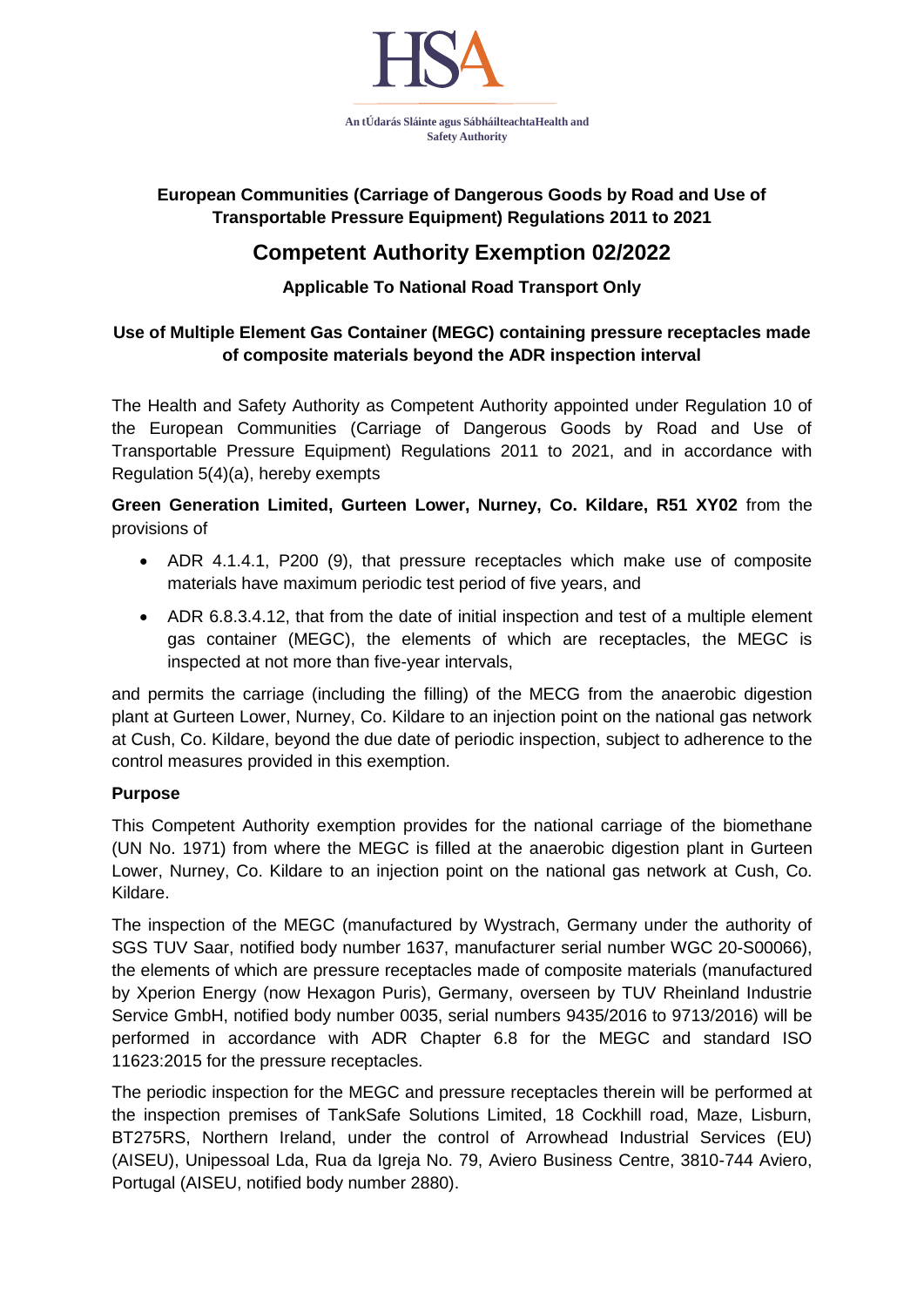HSA

An tÚdarás Sláinte agus SábháilteachtaHealth and Safety Authority

**European Communities (Carriage of Dangerous Goods by Road and Use of Transportable Pressure Equipment) Regulations 2011 to 2021**

# Competent Authority Exemption 02/2022

**Applicable To National Road Transport Only**

**Use of Multiple Element Gas Container (MEGC) containing pressure receptacles made of composite materials beyond the ADR inspection interval**

The Health and Safety Authority as Competent Authority appointed under Regulation 10 of the European Communities (Carriage of Dangerous Goods by Road and Use of Transportable Pressure Equipment) Regulations 2011 to 2021, and in accordance with Regulation 5(4)(a), hereby exempts

**Green Generation Limited, Gurteen Lower, Nurney, Co. Kildare, R51 XY02** from the provisions of

- ADR 4.1.4.1, P200 (9), that pressure receptacles which make use of composite materials have maximum periodic test period of five years, and
- ADR 6.8.3.4.12, that from the date of initial inspection and test of a multiple element gas container (MEGC), the elements of which are receptacles, the MEGC is inspected at not more than five-year intervals,

and permits the carriage (including the filling) of the MECG from the anaerobic digestion plant at Gurteen Lower, Nurney, Co. Kildare to an injection point on the national gas network at Cush, Co. Kildare, beyond the due date of periodic inspection, subject to adherence to the control measures provided in this exemption.

**Purpose**

This Competent Authority exemption provides for the national carriage of the biomethane (UN No. 1971) from where the MEGC is filled at the anaerobic digestion plant in Gurteen Lower, Nurney, Co. Kildare to an injection point on the national gas network at Cush, Co. Kildare.

The inspection of the MEGC (manufactured by Wystrach, Germany under the authority of SGS TUV Saar, notified body number 1637, manufacturer serial number WGC 20-S00066), the elements of which are pressure receptacles made of composite materials (manufactured by Xperion Energy (now Hexagon Puris), Germany, overseen by TUV Rheinland Industrie Service GmbH, notified body number 0035, serial numbers 9435/2016 to 9713/2016) will be performed in accordance with ADR Chapter 6.8 for the MEGC and standard ISO 11623:2015 for the pressure receptacles.

The periodic inspection for the MEGC and pressure receptacles therein will be performed at the inspection premises of TankSafe Solutions Limited, 18 Cockhill road, Maze, Lisburn, BT275RS, Northern Ireland, under the control of Arrowhead Industrial Services (EU) (AISEU), Unipessoal Lda, Rua da Igreja No. 79, Aviero Business Centre, 3810-744 Aviero, Portugal (AISEU, notified body number 2880).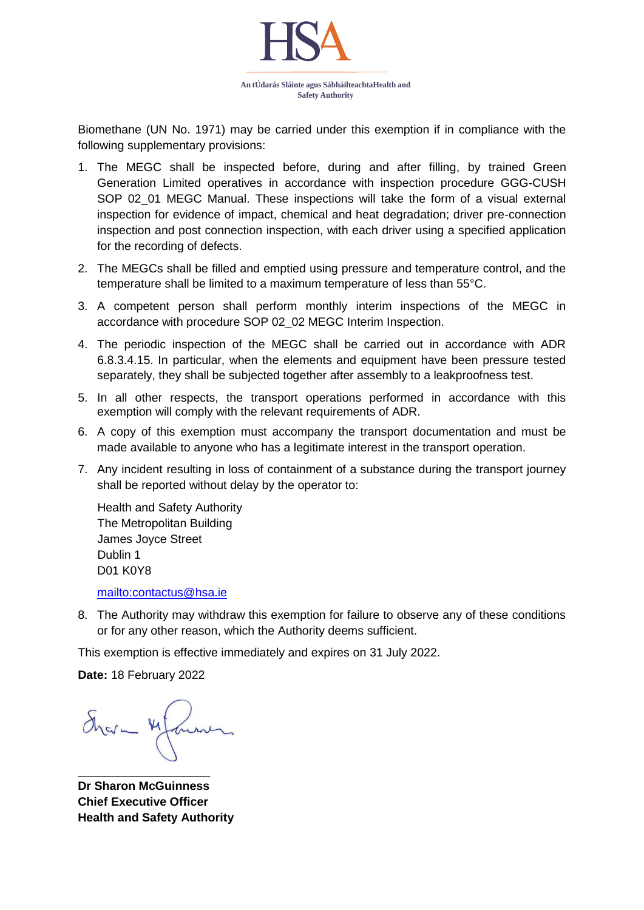Biomethane (UN No. 1971) may be carried under this exemption if in compliance with the following supplementary provisions:

1. The MEGC shall be inspected before, during and after filling, by trained Green Generation Limited operatives in accordance with inspection procedure GGG-CUSH SOP 02_01 MEGC Manual. These inspections will take the form of a visual external inspection for evidence of impact, chemical and heat degradation; driver pre-connection inspection and post connection inspection, with each driver using a specified application for the recording of defects.
2. The MEGCs shall be filled and emptied using pressure and temperature control, and the temperature shall be limited to a maximum temperature of less than 55°C.
3. A competent person shall perform monthly interim inspections of the MEGC in accordance with procedure SOP 02_02 MEGC Interim Inspection.
4. The periodic inspection of the MEGC shall be carried out in accordance with ADR 6.8.3.4.15. In particular, when the elements and equipment have been pressure tested separately, they shall be subjected together after assembly to a leakproofness test.
5. In all other respects, the transport operations performed in accordance with this exemption will comply with the relevant requirements of ADR.
6. A copy of this exemption must accompany the transport documentation and must be made available to anyone who has a legitimate interest in the transport operation.
7. Any incident resulting in loss of containment of a substance during the transport journey shall be reported without delay by the operator to:

   Health and Safety Authority
   The Metropolitan Building
   James Joyce Street
   Dublin 1
   D01 K0Y8

   mailto:contactus@hsa.ie

8. The Authority may withdraw this exemption for failure to observe any of these conditions or for any other reason, which the Authority deems sufficient.

This exemption is effective immediately and expires on 31 July 2022.

**Date:** 18 February 2022

**Dr Sharon McGuinness**
**Chief Executive Officer**
**Health and Safety Authority**